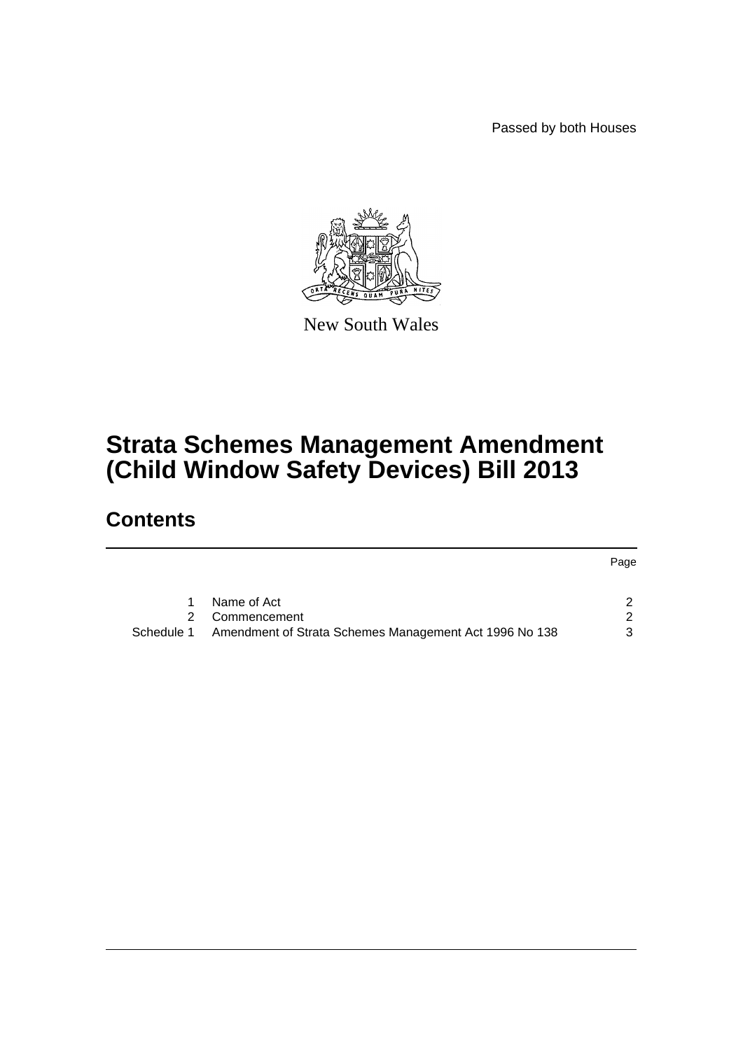Passed by both Houses

New South Wales

# Strata Schemes Management Amendment (Child Window Safety Devices) Bill 2013

## Contents

| | | Page |
|---|---|---|
| 1 | Name of Act | 2 |
| 2 | Commencement | 2 |
| Schedule 1 | Amendment of Strata Schemes Management Act 1996 No 138 | 3 |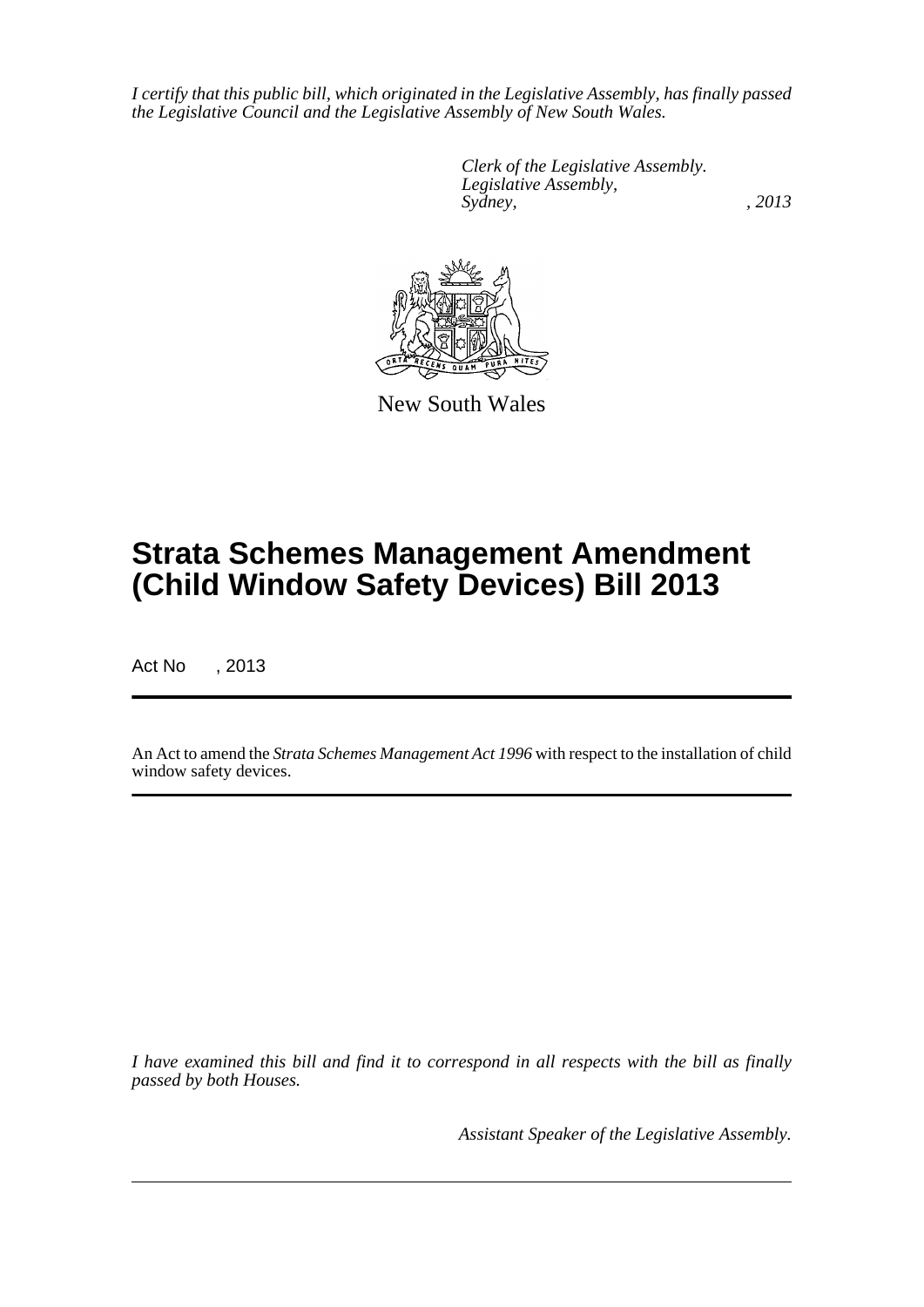*I certify that this public bill, which originated in the Legislative Assembly, has finally passed the Legislative Council and the Legislative Assembly of New South Wales.*

*Clerk of the Legislative Assembly.*
*Legislative Assembly,*
*Sydney, , 2013*

New South Wales

# Strata Schemes Management Amendment (Child Window Safety Devices) Bill 2013

Act No , 2013

An Act to amend the *Strata Schemes Management Act 1996* with respect to the installation of child window safety devices.

*I have examined this bill and find it to correspond in all respects with the bill as finally passed by both Houses.*

*Assistant Speaker of the Legislative Assembly.*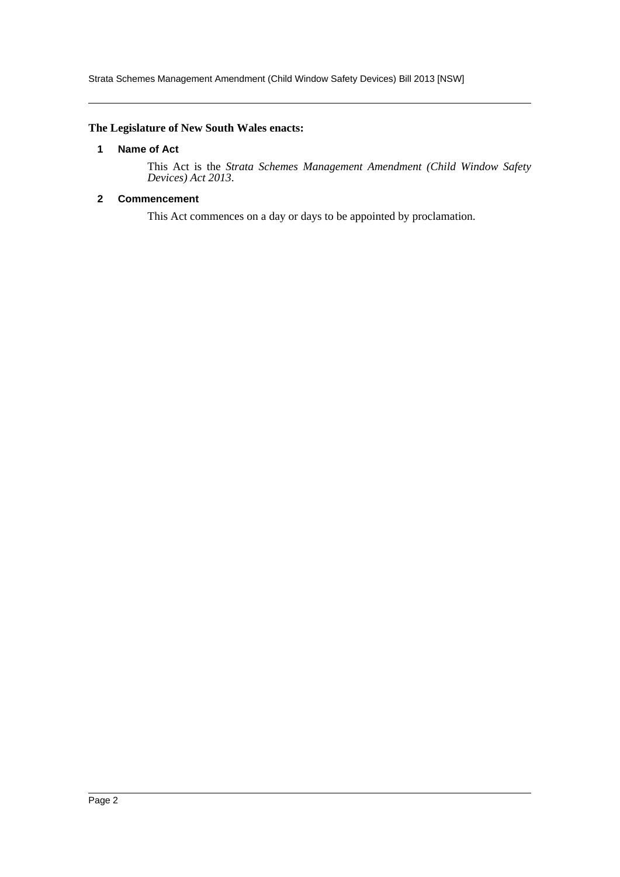**The Legislature of New South Wales enacts:**

## 1 Name of Act

This Act is the *Strata Schemes Management Amendment (Child Window Safety Devices) Act 2013*.

## 2 Commencement

This Act commences on a day or days to be appointed by proclamation.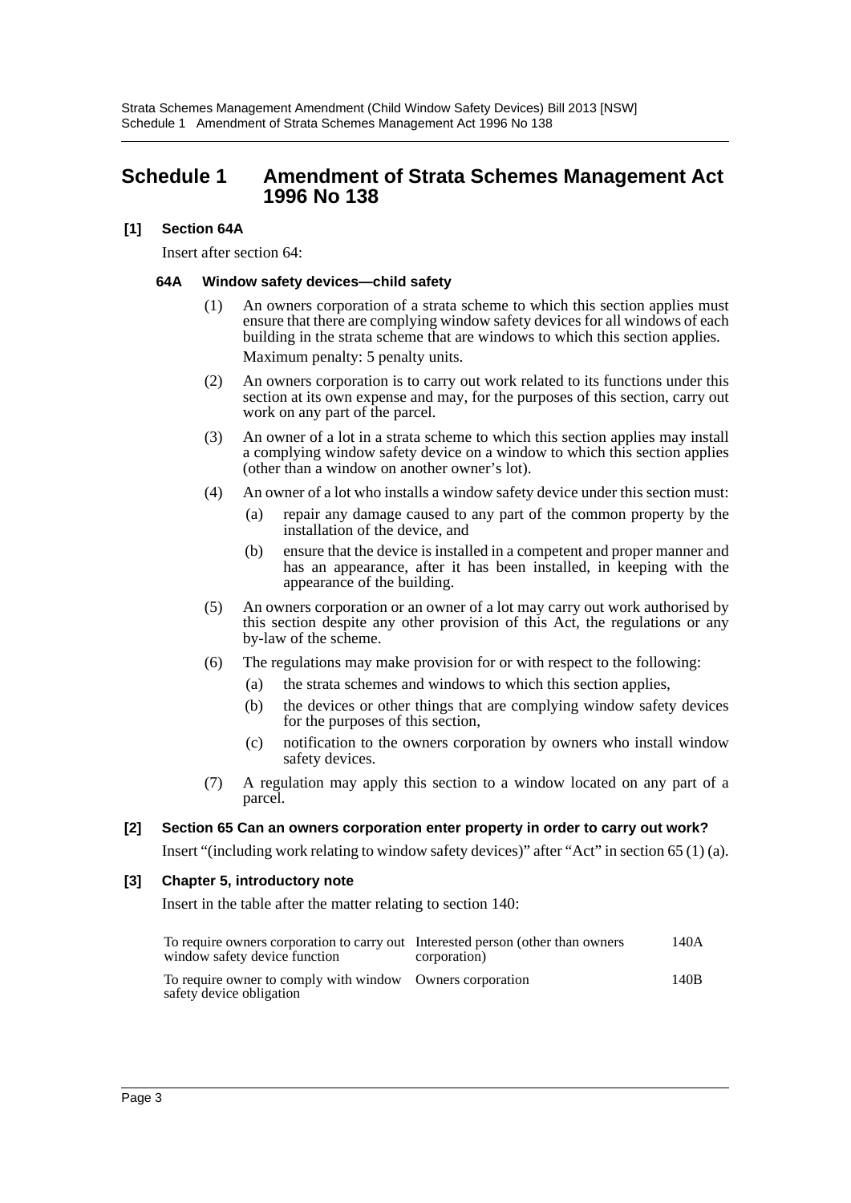# Schedule 1 Amendment of Strata Schemes Management Act 1996 No 138

**[1] Section 64A**

Insert after section 64:

**64A Window safety devices—child safety**

(1) An owners corporation of a strata scheme to which this section applies must ensure that there are complying window safety devices for all windows of each building in the strata scheme that are windows to which this section applies.

Maximum penalty: 5 penalty units.

(2) An owners corporation is to carry out work related to its functions under this section at its own expense and may, for the purposes of this section, carry out work on any part of the parcel.

(3) An owner of a lot in a strata scheme to which this section applies may install a complying window safety device on a window to which this section applies (other than a window on another owner's lot).

(4) An owner of a lot who installs a window safety device under this section must:

- (a) repair any damage caused to any part of the common property by the installation of the device, and
- (b) ensure that the device is installed in a competent and proper manner and has an appearance, after it has been installed, in keeping with the appearance of the building.

(5) An owners corporation or an owner of a lot may carry out work authorised by this section despite any other provision of this Act, the regulations or any by-law of the scheme.

(6) The regulations may make provision for or with respect to the following:

- (a) the strata schemes and windows to which this section applies,
- (b) the devices or other things that are complying window safety devices for the purposes of this section,
- (c) notification to the owners corporation by owners who install window safety devices.

(7) A regulation may apply this section to a window located on any part of a parcel.

**[2] Section 65 Can an owners corporation enter property in order to carry out work?**

Insert "(including work relating to window safety devices)" after "Act" in section 65 (1) (a).

**[3] Chapter 5, introductory note**

Insert in the table after the matter relating to section 140:

| | | |
|---|---|---|
| To require owners corporation to carry out window safety device function | Interested person (other than owners corporation) | 140A |
| To require owner to comply with window safety device obligation | Owners corporation | 140B |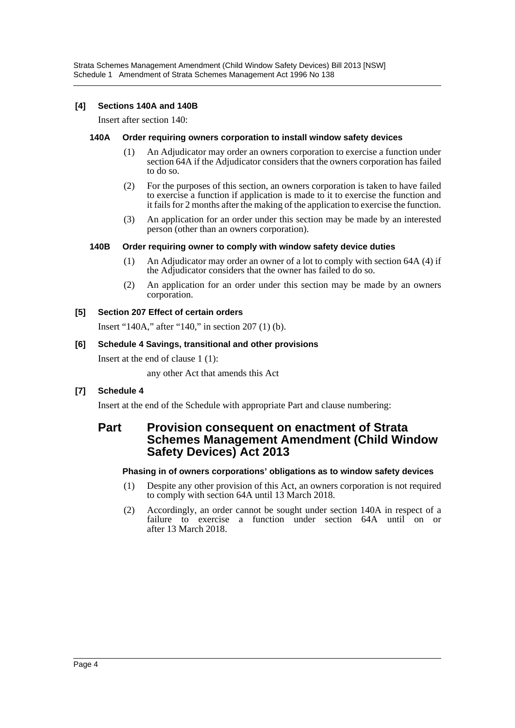**[4] Sections 140A and 140B**

Insert after section 140:

**140A Order requiring owners corporation to install window safety devices**

(1) An Adjudicator may order an owners corporation to exercise a function under section 64A if the Adjudicator considers that the owners corporation has failed to do so.

(2) For the purposes of this section, an owners corporation is taken to have failed to exercise a function if application is made to it to exercise the function and it fails for 2 months after the making of the application to exercise the function.

(3) An application for an order under this section may be made by an interested person (other than an owners corporation).

**140B Order requiring owner to comply with window safety device duties**

(1) An Adjudicator may order an owner of a lot to comply with section 64A (4) if the Adjudicator considers that the owner has failed to do so.

(2) An application for an order under this section may be made by an owners corporation.

**[5] Section 207 Effect of certain orders**

Insert "140A," after "140," in section 207 (1) (b).

**[6] Schedule 4 Savings, transitional and other provisions**

Insert at the end of clause 1 (1):

any other Act that amends this Act

**[7] Schedule 4**

Insert at the end of the Schedule with appropriate Part and clause numbering:

## Part Provision consequent on enactment of Strata Schemes Management Amendment (Child Window Safety Devices) Act 2013

**Phasing in of owners corporations' obligations as to window safety devices**

(1) Despite any other provision of this Act, an owners corporation is not required to comply with section 64A until 13 March 2018.

(2) Accordingly, an order cannot be sought under section 140A in respect of a failure to exercise a function under section 64A until on or after 13 March 2018.